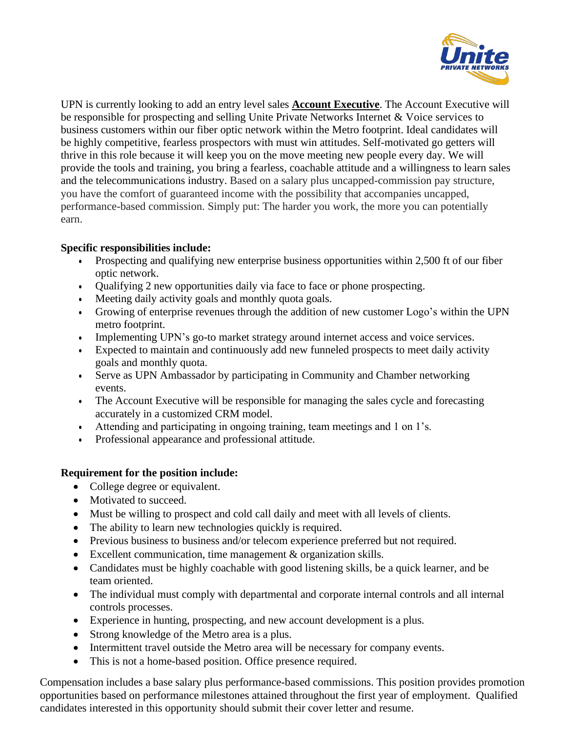UPN is currently looking to add an entry level sales **Account Executive**. The Account Executive will be responsible for prospecting and selling Unite Private Networks Internet & Voice services to business customers within our fiber optic network within the Metro footprint. Ideal candidates will be highly competitive, fearless prospectors with must win attitudes. Self-motivated go getters will thrive in this role because it will keep you on the move meeting new people every day. We will provide the tools and training, you bring a fearless, coachable attitude and a willingness to learn sales and the telecommunications industry. Based on a salary plus uncapped-commission pay structure, you have the comfort of guaranteed income with the possibility that accompanies uncapped, performance-based commission. Simply put: The harder you work, the more you can potentially earn.

**Specific responsibilities include:**

- Prospecting and qualifying new enterprise business opportunities within 2,500 ft of our fiber optic network.
- Qualifying 2 new opportunities daily via face to face or phone prospecting.
- Meeting daily activity goals and monthly quota goals.
- Growing of enterprise revenues through the addition of new customer Logo's within the UPN metro footprint.
- Implementing UPN's go-to market strategy around internet access and voice services.
- Expected to maintain and continuously add new funneled prospects to meet daily activity goals and monthly quota.
- Serve as UPN Ambassador by participating in Community and Chamber networking events.
- The Account Executive will be responsible for managing the sales cycle and forecasting accurately in a customized CRM model.
- Attending and participating in ongoing training, team meetings and 1 on 1's.
- Professional appearance and professional attitude.

**Requirement for the position include:**

- College degree or equivalent.
- Motivated to succeed.
- Must be willing to prospect and cold call daily and meet with all levels of clients.
- The ability to learn new technologies quickly is required.
- Previous business to business and/or telecom experience preferred but not required.
- Excellent communication, time management & organization skills.
- Candidates must be highly coachable with good listening skills, be a quick learner, and be team oriented.
- The individual must comply with departmental and corporate internal controls and all internal controls processes.
- Experience in hunting, prospecting, and new account development is a plus.
- Strong knowledge of the Metro area is a plus.
- Intermittent travel outside the Metro area will be necessary for company events.
- This is not a home-based position. Office presence required.

Compensation includes a base salary plus performance-based commissions. This position provides promotion opportunities based on performance milestones attained throughout the first year of employment. Qualified candidates interested in this opportunity should submit their cover letter and resume.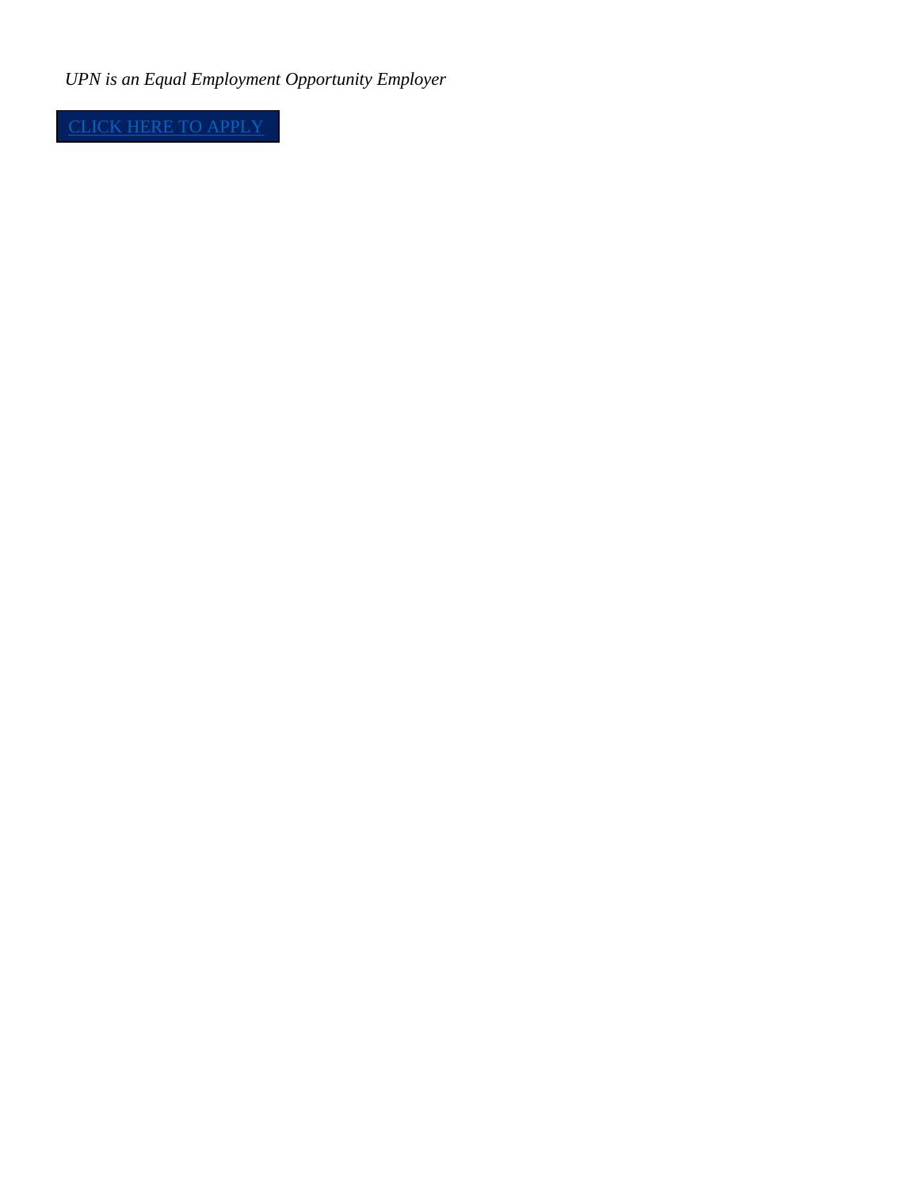*UPN is an Equal Employment Opportunity Employer*

CLICK HERE TO APPLY